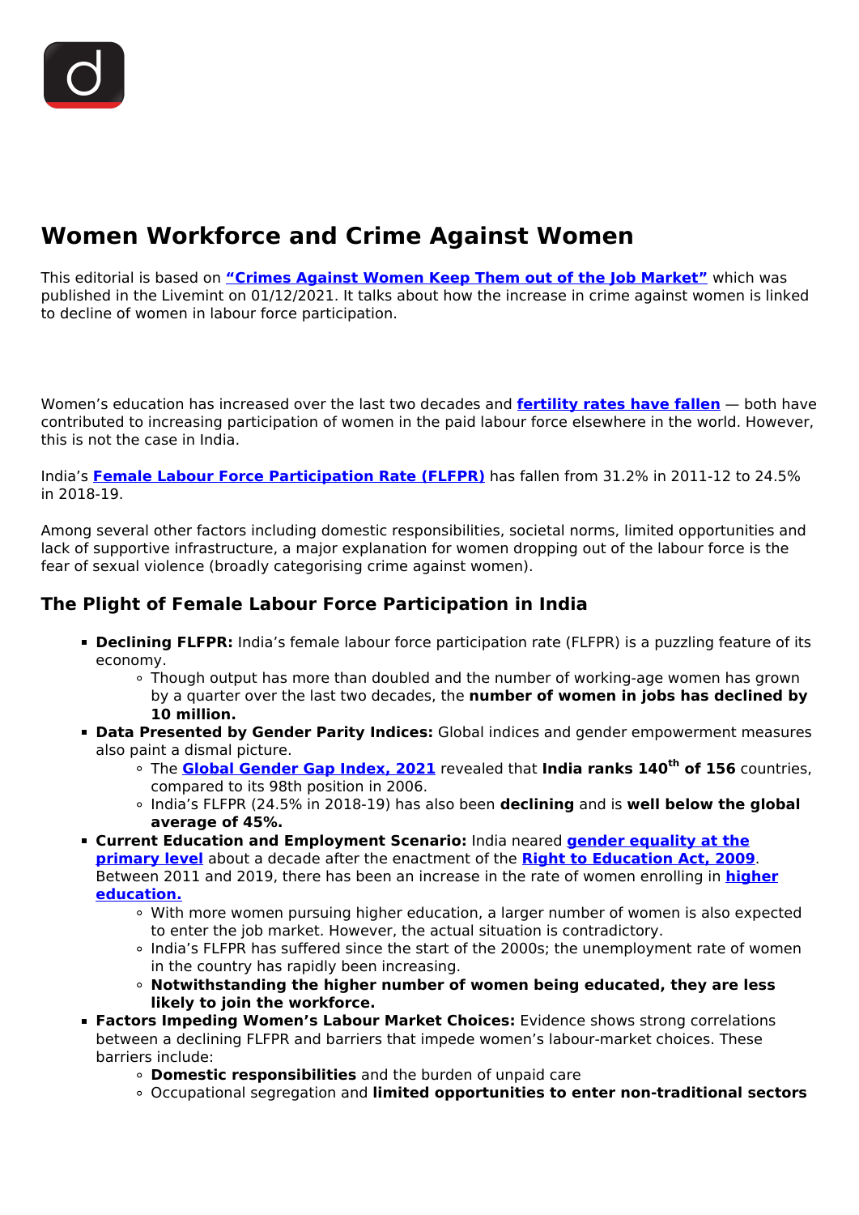# Women Workforce and Crime Against Women

This editorial is based on **"Crimes Against Women Keep Them out of the Job Market"** which was published in the Livemint on 01/12/2021. It talks about how the increase in crime against women is linked to decline of women in labour force participation.

Women's education has increased over the last two decades and **fertility rates have fallen** — both have contributed to increasing participation of women in the paid labour force elsewhere in the world. However, this is not the case in India.

India's **Female Labour Force Participation Rate (FLFPR)** has fallen from 31.2% in 2011-12 to 24.5% in 2018-19.

Among several other factors including domestic responsibilities, societal norms, limited opportunities and lack of supportive infrastructure, a major explanation for women dropping out of the labour force is the fear of sexual violence (broadly categorising crime against women).

## The Plight of Female Labour Force Participation in India

- **Declining FLFPR:** India's female labour force participation rate (FLFPR) is a puzzling feature of its economy.
  - Though output has more than doubled and the number of working-age women has grown by a quarter over the last two decades, the **number of women in jobs has declined by 10 million.**
- **Data Presented by Gender Parity Indices:** Global indices and gender empowerment measures also paint a dismal picture.
  - The **Global Gender Gap Index, 2021** revealed that **India ranks 140$^{th}$ of 156** countries, compared to its 98th position in 2006.
  - India's FLFPR (24.5% in 2018-19) has also been **declining** and is **well below the global average of 45%.**
- **Current Education and Employment Scenario:** India neared **gender equality at the primary level** about a decade after the enactment of the **Right to Education Act, 2009**. Between 2011 and 2019, there has been an increase in the rate of women enrolling in **higher education.**
  - With more women pursuing higher education, a larger number of women is also expected to enter the job market. However, the actual situation is contradictory.
  - India's FLFPR has suffered since the start of the 2000s; the unemployment rate of women in the country has rapidly been increasing.
  - **Notwithstanding the higher number of women being educated, they are less likely to join the workforce.**
- **Factors Impeding Women's Labour Market Choices:** Evidence shows strong correlations between a declining FLFPR and barriers that impede women's labour-market choices. These barriers include:
  - **Domestic responsibilities** and the burden of unpaid care
  - Occupational segregation and **limited opportunities to enter non-traditional sectors**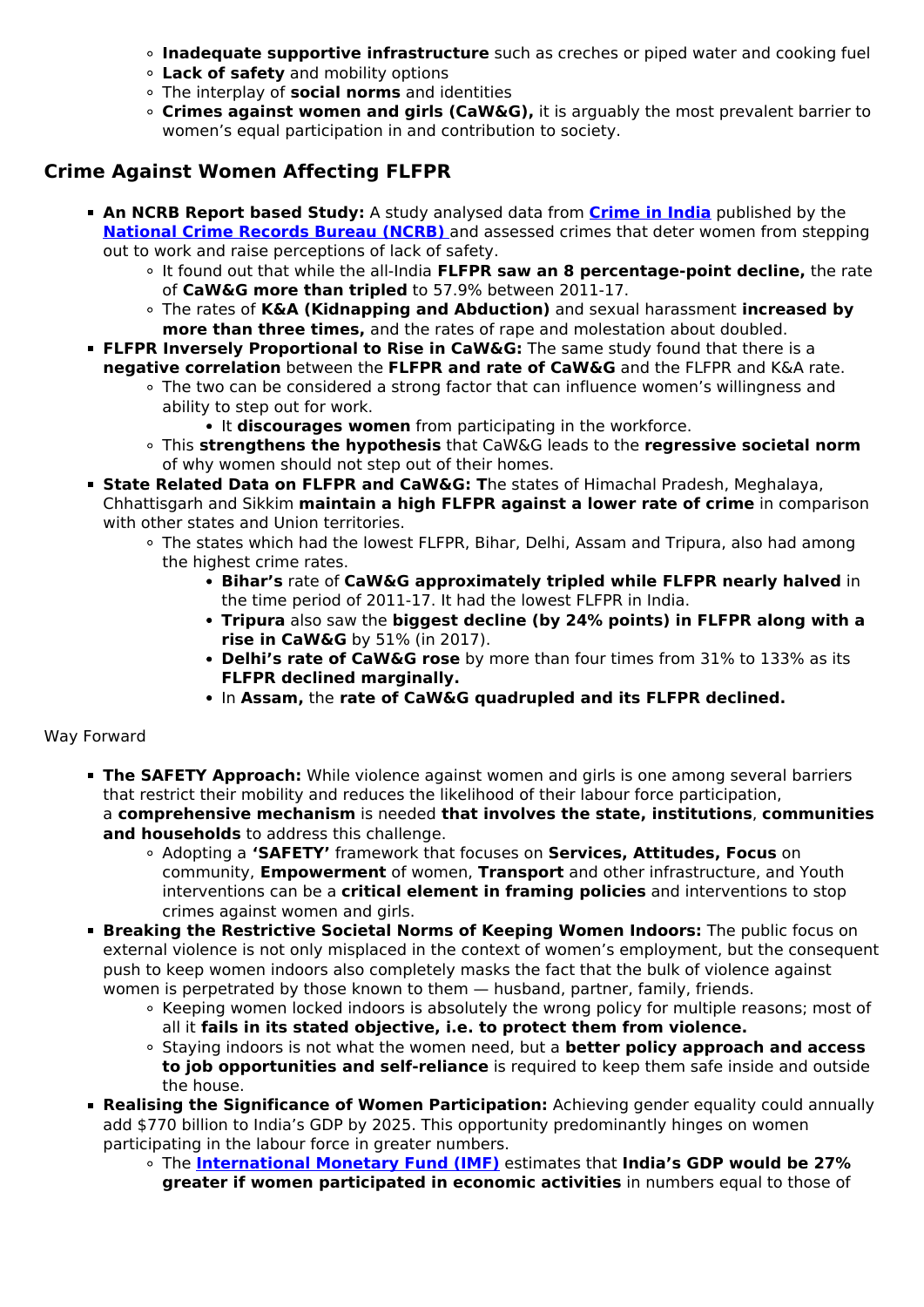- **Inadequate supportive infrastructure** such as creches or piped water and cooking fuel
- **Lack of safety** and mobility options
- The interplay of **social norms** and identities
- **Crimes against women and girls (CaW&G),** it is arguably the most prevalent barrier to women's equal participation in and contribution to society.

## Crime Against Women Affecting FLFPR

- **An NCRB Report based Study:** A study analysed data from **Crime in India** published by the **National Crime Records Bureau (NCRB)** and assessed crimes that deter women from stepping out to work and raise perceptions of lack of safety.
  - It found out that while the all-India **FLFPR saw an 8 percentage-point decline,** the rate of **CaW&G more than tripled** to 57.9% between 2011-17.
  - The rates of **K&A (Kidnapping and Abduction)** and sexual harassment **increased by more than three times,** and the rates of rape and molestation about doubled.
- **FLFPR Inversely Proportional to Rise in CaW&G:** The same study found that there is a **negative correlation** between the **FLFPR and rate of CaW&G** and the FLFPR and K&A rate.
  - The two can be considered a strong factor that can influence women's willingness and ability to step out for work.
    - It **discourages women** from participating in the workforce.
  - This **strengthens the hypothesis** that CaW&G leads to the **regressive societal norm** of why women should not step out of their homes.
- **State Related Data on FLFPR and CaW&G: T**he states of Himachal Pradesh, Meghalaya, Chhattisgarh and Sikkim **maintain a high FLFPR against a lower rate of crime** in comparison with other states and Union territories.
  - The states which had the lowest FLFPR, Bihar, Delhi, Assam and Tripura, also had among the highest crime rates.
    - **Bihar's** rate of **CaW&G approximately tripled while FLFPR nearly halved** in the time period of 2011-17. It had the lowest FLFPR in India.
    - **Tripura** also saw the **biggest decline (by 24% points) in FLFPR along with a rise in CaW&G** by 51% (in 2017).
    - **Delhi's rate of CaW&G rose** by more than four times from 31% to 133% as its **FLFPR declined marginally.**
    - In **Assam,** the **rate of CaW&G quadrupled and its FLFPR declined.**

Way Forward

- **The SAFETY Approach:** While violence against women and girls is one among several barriers that restrict their mobility and reduces the likelihood of their labour force participation, a **comprehensive mechanism** is needed **that involves the state, institutions**, **communities and households** to address this challenge.
  - Adopting a **'SAFETY'** framework that focuses on **Services, Attitudes, Focus** on community, **Empowerment** of women, **Transport** and other infrastructure, and Youth interventions can be a **critical element in framing policies** and interventions to stop crimes against women and girls.
- **Breaking the Restrictive Societal Norms of Keeping Women Indoors:** The public focus on external violence is not only misplaced in the context of women's employment, but the consequent push to keep women indoors also completely masks the fact that the bulk of violence against women is perpetrated by those known to them — husband, partner, family, friends.
  - Keeping women locked indoors is absolutely the wrong policy for multiple reasons; most of all it **fails in its stated objective, i.e. to protect them from violence.**
  - Staying indoors is not what the women need, but a **better policy approach and access to job opportunities and self-reliance** is required to keep them safe inside and outside the house.
- **Realising the Significance of Women Participation:** Achieving gender equality could annually add $770 billion to India's GDP by 2025. This opportunity predominantly hinges on women participating in the labour force in greater numbers.
  - The **International Monetary Fund (IMF)** estimates that **India's GDP would be 27% greater if women participated in economic activities** in numbers equal to those of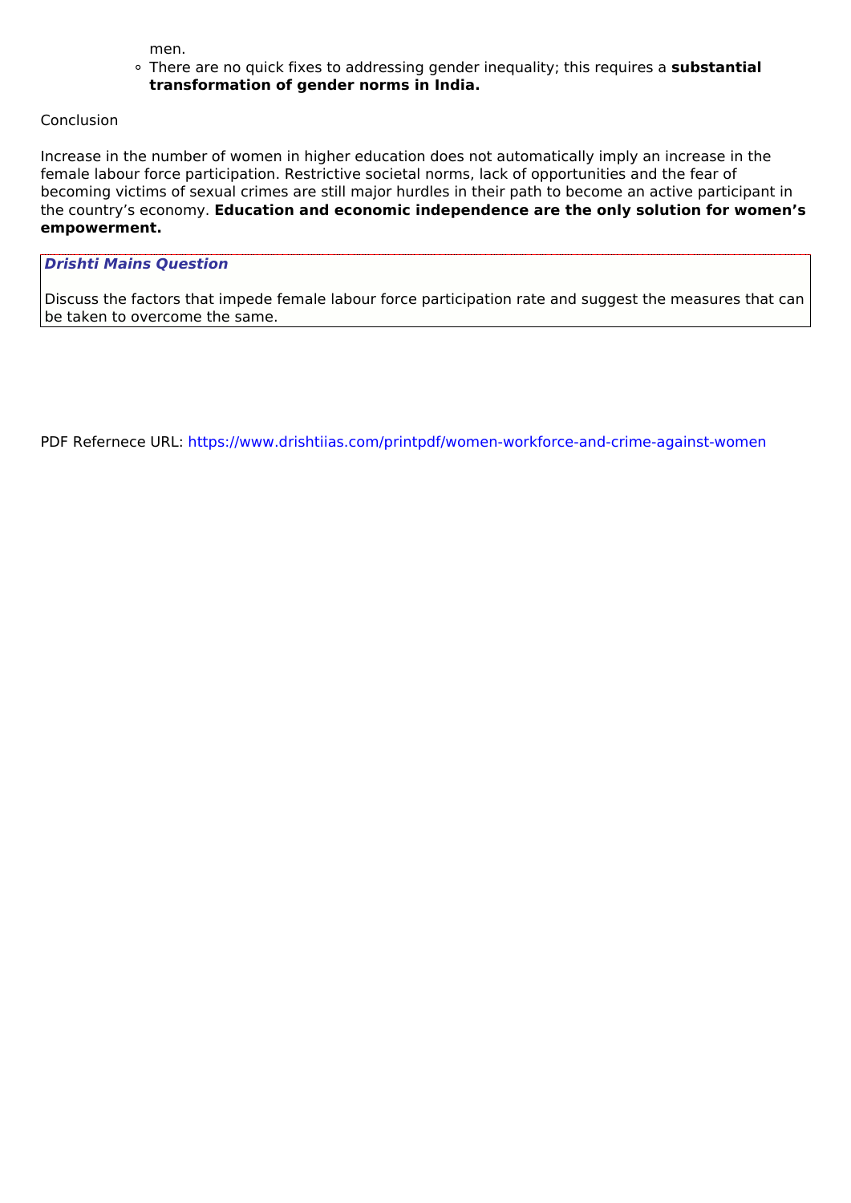men.
- There are no quick fixes to addressing gender inequality; this requires a **substantial transformation of gender norms in India.**

## Conclusion

Increase in the number of women in higher education does not automatically imply an increase in the female labour force participation. Restrictive societal norms, lack of opportunities and the fear of becoming victims of sexual crimes are still major hurdles in their path to become an active participant in the country's economy. **Education and economic independence are the only solution for women's empowerment.**

***Drishti Mains Question***

Discuss the factors that impede female labour force participation rate and suggest the measures that can be taken to overcome the same.

PDF Refernece URL: https://www.drishtiias.com/printpdf/women-workforce-and-crime-against-women